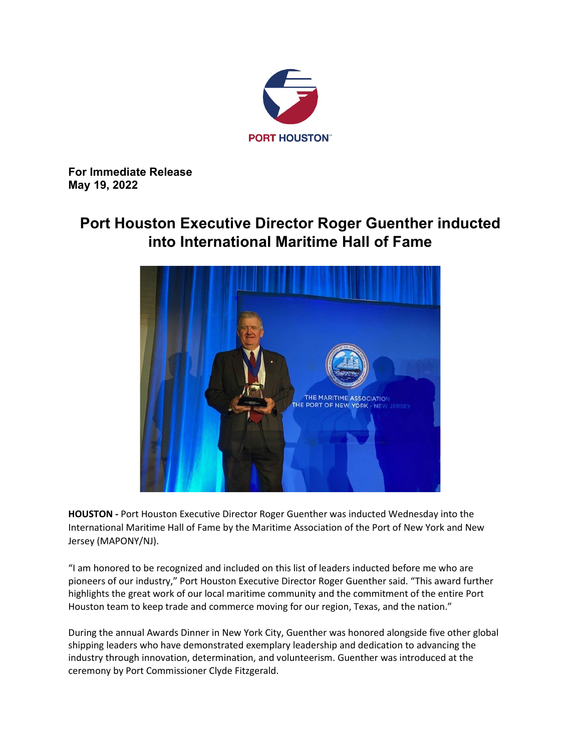PORT HOUSTON

**For Immediate Release**
**May 19, 2022**

# Port Houston Executive Director Roger Guenther inducted into International Maritime Hall of Fame

**HOUSTON -** Port Houston Executive Director Roger Guenther was inducted Wednesday into the International Maritime Hall of Fame by the Maritime Association of the Port of New York and New Jersey (MAPONY/NJ).

"I am honored to be recognized and included on this list of leaders inducted before me who are pioneers of our industry," Port Houston Executive Director Roger Guenther said. "This award further highlights the great work of our local maritime community and the commitment of the entire Port Houston team to keep trade and commerce moving for our region, Texas, and the nation."

During the annual Awards Dinner in New York City, Guenther was honored alongside five other global shipping leaders who have demonstrated exemplary leadership and dedication to advancing the industry through innovation, determination, and volunteerism. Guenther was introduced at the ceremony by Port Commissioner Clyde Fitzgerald.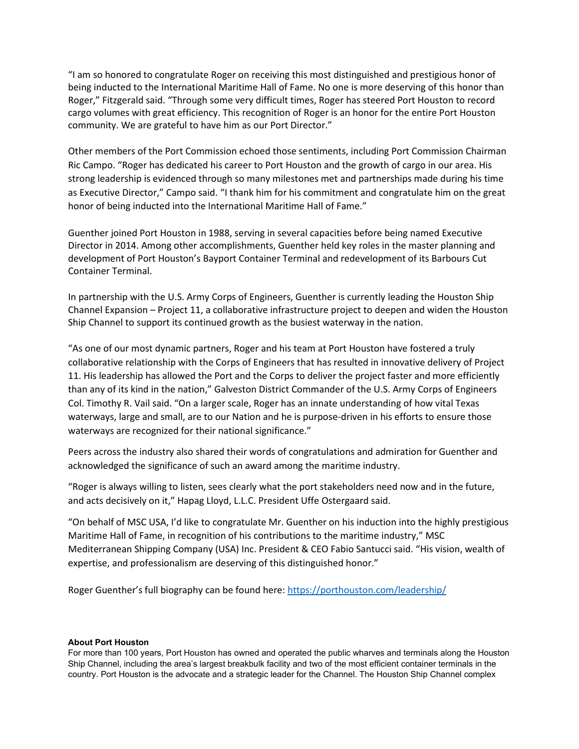"I am so honored to congratulate Roger on receiving this most distinguished and prestigious honor of being inducted to the International Maritime Hall of Fame. No one is more deserving of this honor than Roger," Fitzgerald said. "Through some very difficult times, Roger has steered Port Houston to record cargo volumes with great efficiency. This recognition of Roger is an honor for the entire Port Houston community. We are grateful to have him as our Port Director."

Other members of the Port Commission echoed those sentiments, including Port Commission Chairman Ric Campo. "Roger has dedicated his career to Port Houston and the growth of cargo in our area. His strong leadership is evidenced through so many milestones met and partnerships made during his time as Executive Director," Campo said. "I thank him for his commitment and congratulate him on the great honor of being inducted into the International Maritime Hall of Fame."

Guenther joined Port Houston in 1988, serving in several capacities before being named Executive Director in 2014. Among other accomplishments, Guenther held key roles in the master planning and development of Port Houston's Bayport Container Terminal and redevelopment of its Barbours Cut Container Terminal.

In partnership with the U.S. Army Corps of Engineers, Guenther is currently leading the Houston Ship Channel Expansion – Project 11, a collaborative infrastructure project to deepen and widen the Houston Ship Channel to support its continued growth as the busiest waterway in the nation.

"As one of our most dynamic partners, Roger and his team at Port Houston have fostered a truly collaborative relationship with the Corps of Engineers that has resulted in innovative delivery of Project 11. His leadership has allowed the Port and the Corps to deliver the project faster and more efficiently than any of its kind in the nation," Galveston District Commander of the U.S. Army Corps of Engineers Col. Timothy R. Vail said. "On a larger scale, Roger has an innate understanding of how vital Texas waterways, large and small, are to our Nation and he is purpose-driven in his efforts to ensure those waterways are recognized for their national significance."

Peers across the industry also shared their words of congratulations and admiration for Guenther and acknowledged the significance of such an award among the maritime industry.

"Roger is always willing to listen, sees clearly what the port stakeholders need now and in the future, and acts decisively on it," Hapag Lloyd, L.L.C. President Uffe Ostergaard said.

"On behalf of MSC USA, I'd like to congratulate Mr. Guenther on his induction into the highly prestigious Maritime Hall of Fame, in recognition of his contributions to the maritime industry," MSC Mediterranean Shipping Company (USA) Inc. President & CEO Fabio Santucci said. "His vision, wealth of expertise, and professionalism are deserving of this distinguished honor."

Roger Guenther's full biography can be found here: [https://porthouston.com/leadership/](https://porthouston.com/leadership/)

**About Port Houston**

For more than 100 years, Port Houston has owned and operated the public wharves and terminals along the Houston Ship Channel, including the area's largest breakbulk facility and two of the most efficient container terminals in the country. Port Houston is the advocate and a strategic leader for the Channel. The Houston Ship Channel complex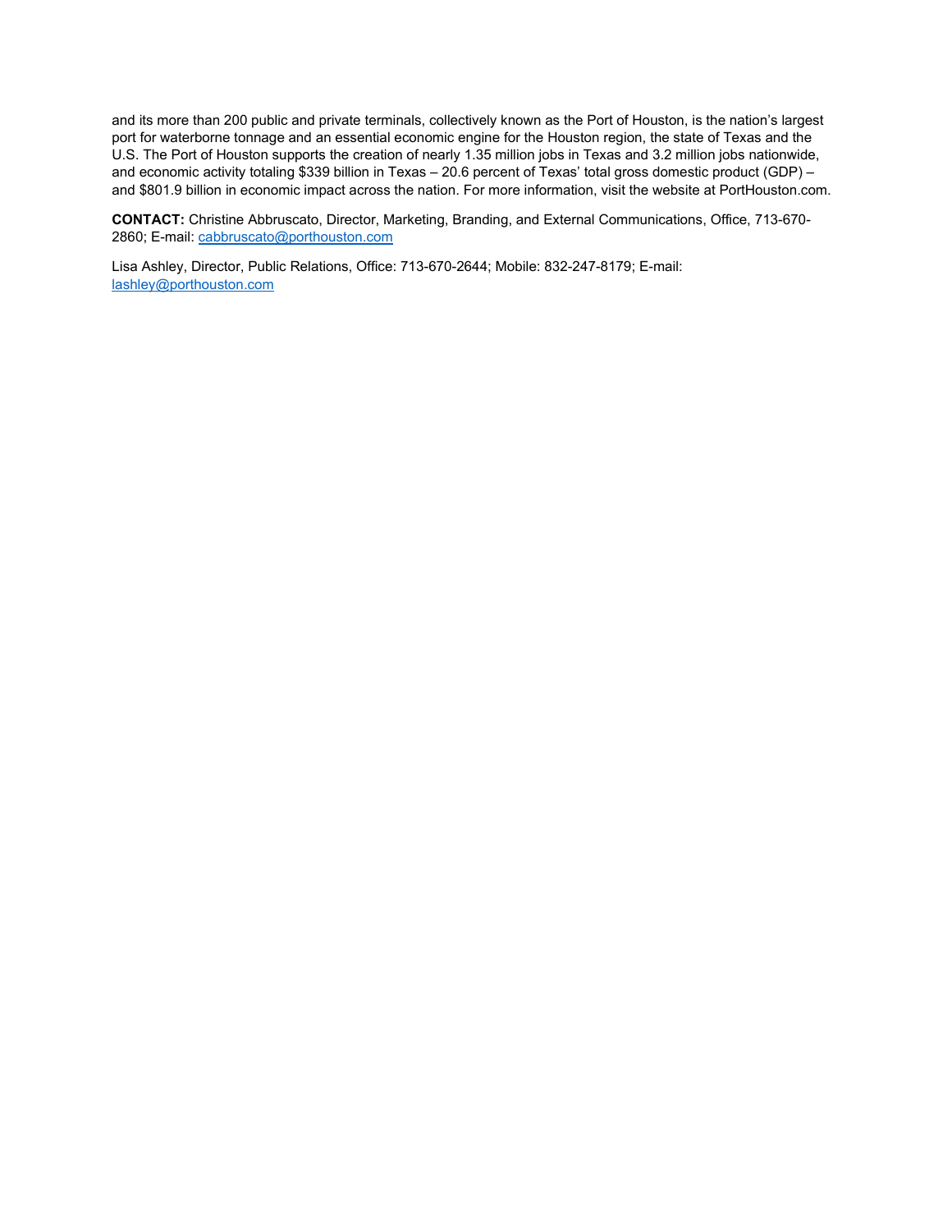and its more than 200 public and private terminals, collectively known as the Port of Houston, is the nation's largest port for waterborne tonnage and an essential economic engine for the Houston region, the state of Texas and the U.S. The Port of Houston supports the creation of nearly 1.35 million jobs in Texas and 3.2 million jobs nationwide, and economic activity totaling $339 billion in Texas – 20.6 percent of Texas' total gross domestic product (GDP) – and $801.9 billion in economic impact across the nation. For more information, visit the website at PortHouston.com.

**CONTACT:** Christine Abbruscato, Director, Marketing, Branding, and External Communications, Office, 713-670-2860; E-mail: cabbruscato@porthouston.com

Lisa Ashley, Director, Public Relations, Office: 713-670-2644; Mobile: 832-247-8179; E-mail: lashley@porthouston.com